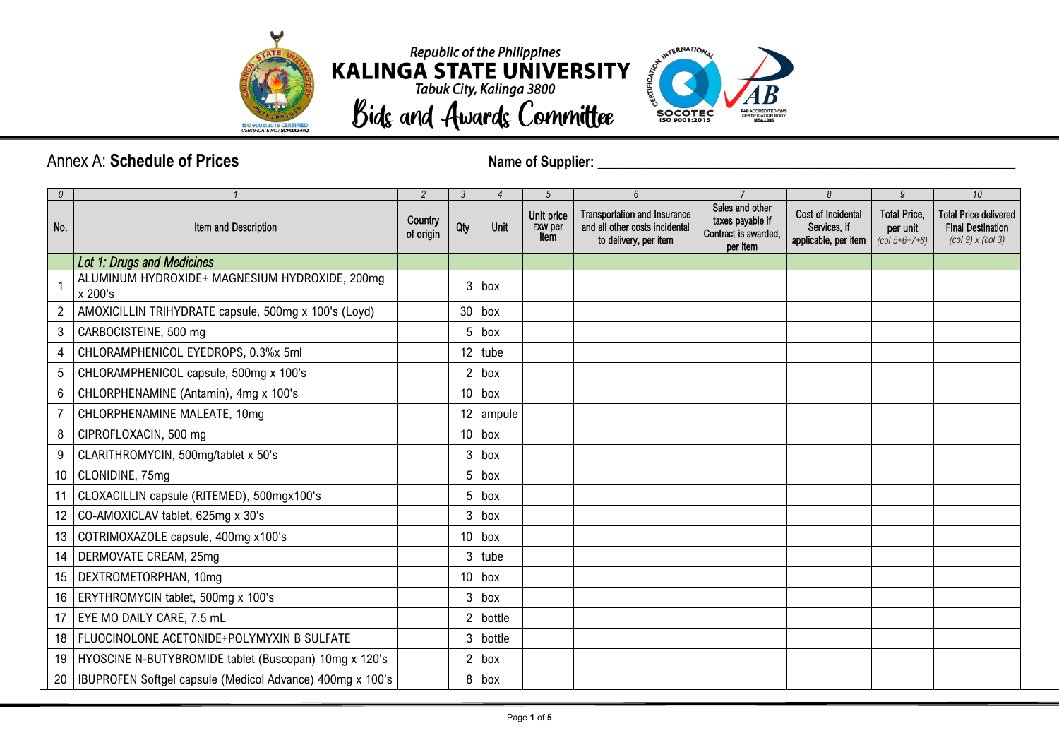Republic of the Philippines
**KALINGA STATE UNIVERSITY**
Tabuk City, Kalinga 3800
**Bids and Awards Committee**

## Annex A: **Schedule of Prices**

**Name of Supplier:** ______________________________

| 0 | 1 | 2 | 3 | 4 | 5 | 6 | 7 | 8 | 9 | 10 |
|---|---|---|---|---|---|---|---|---|---|---|
| No. | Item and Description | Country of origin | Qty | Unit | Unit price EXW per item | Transportation and Insurance and all other costs incidental to delivery, per item | Sales and other taxes payable if Contract is awarded, per item | Cost of Incidental Services, if applicable, per item | Total Price, per unit *(col 5+6+7+8)* | Total Price delivered Final Destination *(col 9) x (col 3)* |
| | *Lot 1: Drugs and Medicines* | | | | | | | | | |
| 1 | ALUMINUM HYDROXIDE+ MAGNESIUM HYDROXIDE, 200mg x 200's | | 3 | box | | | | | | |
| 2 | AMOXICILLIN TRIHYDRATE capsule, 500mg x 100's (Loyd) | | 30 | box | | | | | | |
| 3 | CARBOCISTEINE, 500 mg | | 5 | box | | | | | | |
| 4 | CHLORAMPHENICOL EYEDROPS, 0.3%x 5ml | | 12 | tube | | | | | | |
| 5 | CHLORAMPHENICOL capsule, 500mg x 100's | | 2 | box | | | | | | |
| 6 | CHLORPHENAMINE (Antamin), 4mg x 100's | | 10 | box | | | | | | |
| 7 | CHLORPHENAMINE MALEATE, 10mg | | 12 | ampule | | | | | | |
| 8 | CIPROFLOXACIN, 500 mg | | 10 | box | | | | | | |
| 9 | CLARITHROMYCIN, 500mg/tablet x 50's | | 3 | box | | | | | | |
| 10 | CLONIDINE, 75mg | | 5 | box | | | | | | |
| 11 | CLOXACILLIN capsule (RITEMED), 500mgx100's | | 5 | box | | | | | | |
| 12 | CO-AMOXICLAV tablet, 625mg x 30's | | 3 | box | | | | | | |
| 13 | COTRIMOXAZOLE capsule, 400mg x100's | | 10 | box | | | | | | |
| 14 | DERMOVATE CREAM, 25mg | | 3 | tube | | | | | | |
| 15 | DEXTROMETORPHAN, 10mg | | 10 | box | | | | | | |
| 16 | ERYTHROMYCIN tablet, 500mg x 100's | | 3 | box | | | | | | |
| 17 | EYE MO DAILY CARE, 7.5 mL | | 2 | bottle | | | | | | |
| 18 | FLUOCINOLONE ACETONIDE+POLYMYXIN B SULFATE | | 3 | bottle | | | | | | |
| 19 | HYOSCINE N-BUTYBROMIDE tablet (Buscopan) 10mg x 120's | | 2 | box | | | | | | |
| 20 | IBUPROFEN Softgel capsule (Medicol Advance) 400mg x 100's | | 8 | box | | | | | | |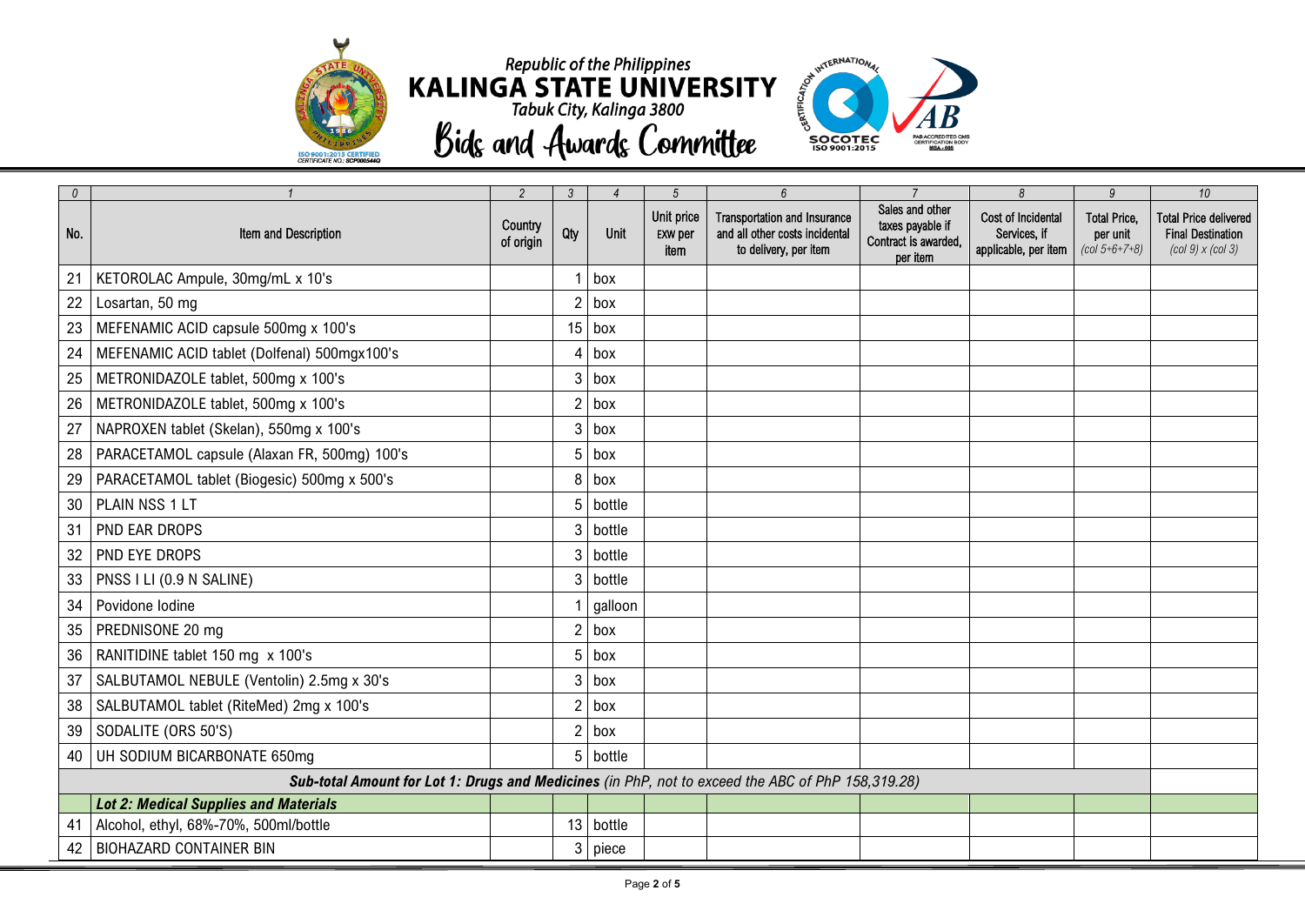Republic of the Philippines

# KALINGA STATE UNIVERSITY

*Tabuk City, Kalinga 3800*

## Bids and Awards Committee

| 0 | 1 | 2 | 3 | 4 | 5 | 6 | 7 | 8 | 9 | 10 |
|---|---|---|---|---|---|---|---|---|---|---|
| No. | Item and Description | Country of origin | Qty | Unit | Unit price EXW per item | Transportation and Insurance and all other costs incidental to delivery, per item | Sales and other taxes payable if Contract is awarded, per item | Cost of Incidental Services, if applicable, per item | Total Price, per unit *(col 5+6+7+8)* | Total Price delivered Final Destination *(col 9) x (col 3)* |
| 21 | KETOROLAC Ampule, 30mg/mL x 10's | | 1 | box | | | | | | |
| 22 | Losartan, 50 mg | | 2 | box | | | | | | |
| 23 | MEFENAMIC ACID capsule 500mg x 100's | | 15 | box | | | | | | |
| 24 | MEFENAMIC ACID tablet (Dolfenal) 500mgx100's | | 4 | box | | | | | | |
| 25 | METRONIDAZOLE tablet, 500mg x 100's | | 3 | box | | | | | | |
| 26 | METRONIDAZOLE tablet, 500mg x 100's | | 2 | box | | | | | | |
| 27 | NAPROXEN tablet (Skelan), 550mg x 100's | | 3 | box | | | | | | |
| 28 | PARACETAMOL capsule (Alaxan FR, 500mg) 100's | | 5 | box | | | | | | |
| 29 | PARACETAMOL tablet (Biogesic) 500mg x 500's | | 8 | box | | | | | | |
| 30 | PLAIN NSS 1 LT | | 5 | bottle | | | | | | |
| 31 | PND EAR DROPS | | 3 | bottle | | | | | | |
| 32 | PND EYE DROPS | | 3 | bottle | | | | | | |
| 33 | PNSS I LI (0.9 N SALINE) | | 3 | bottle | | | | | | |
| 34 | Povidone Iodine | | 1 | galloon | | | | | | |
| 35 | PREDNISONE 20 mg | | 2 | box | | | | | | |
| 36 | RANITIDINE tablet 150 mg x 100's | | 5 | box | | | | | | |
| 37 | SALBUTAMOL NEBULE (Ventolin) 2.5mg x 30's | | 3 | box | | | | | | |
| 38 | SALBUTAMOL tablet (RiteMed) 2mg x 100's | | 2 | box | | | | | | |
| 39 | SODALITE (ORS 50'S) | | 2 | box | | | | | | |
| 40 | UH SODIUM BICARBONATE 650mg | | 5 | bottle | | | | | | |
| | ***Sub-total Amount for Lot 1: Drugs and Medicines** (in PhP, not to exceed the ABC of PhP 158,319.28)* | | | | | | | | | |
| | ***Lot 2: Medical Supplies and Materials*** | | | | | | | | | |
| 41 | Alcohol, ethyl, 68%-70%, 500ml/bottle | | 13 | bottle | | | | | | |
| 42 | BIOHAZARD CONTAINER BIN | | 3 | piece | | | | | | |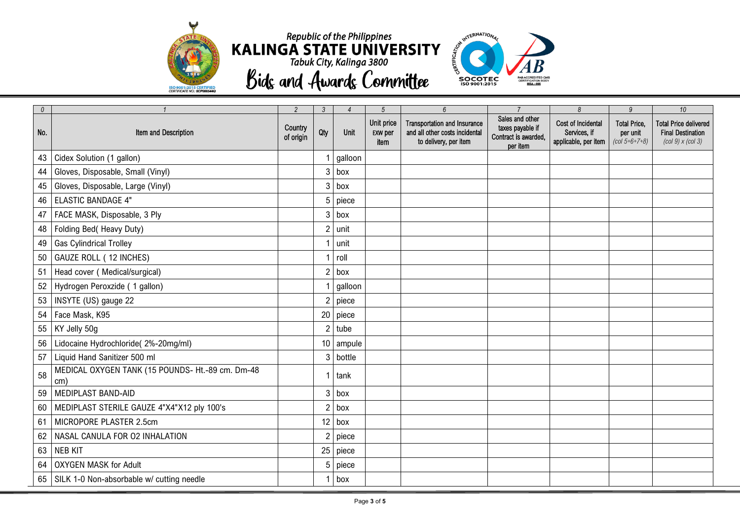Republic of the Philippines

# KALINGA STATE UNIVERSITY

*Tabuk City, Kalinga 3800*

## Bids and Awards Committee

| 0 | 1 | 2 | 3 | 4 | 5 | 6 | 7 | 8 | 9 | 10 |
|---|---|---|---|---|---|---|---|---|---|---|
| No. | Item and Description | Country of origin | Qty | Unit | Unit price EXW per item | Transportation and Insurance and all other costs incidental to delivery, per item | Sales and other taxes payable if Contract is awarded, per item | Cost of Incidental Services, if applicable, per item | Total Price, per unit *(col 5+6+7+8)* | Total Price delivered Final Destination *(col 9) x (col 3)* |
| 43 | Cidex Solution (1 gallon) | | 1 | galloon | | | | | | |
| 44 | Gloves, Disposable, Small (Vinyl) | | 3 | box | | | | | | |
| 45 | Gloves, Disposable, Large (Vinyl) | | 3 | box | | | | | | |
| 46 | ELASTIC BANDAGE 4" | | 5 | piece | | | | | | |
| 47 | FACE MASK, Disposable, 3 Ply | | 3 | box | | | | | | |
| 48 | Folding Bed( Heavy Duty) | | 2 | unit | | | | | | |
| 49 | Gas Cylindrical Trolley | | 1 | unit | | | | | | |
| 50 | GAUZE ROLL ( 12 INCHES) | | 1 | roll | | | | | | |
| 51 | Head cover ( Medical/surgical) | | 2 | box | | | | | | |
| 52 | Hydrogen Peroxzide ( 1 gallon) | | 1 | galloon | | | | | | |
| 53 | INSYTE (US) gauge 22 | | 2 | piece | | | | | | |
| 54 | Face Mask, K95 | | 20 | piece | | | | | | |
| 55 | KY Jelly 50g | | 2 | tube | | | | | | |
| 56 | Lidocaine Hydrochloride( 2%-20mg/ml) | | 10 | ampule | | | | | | |
| 57 | Liquid Hand Sanitizer 500 ml | | 3 | bottle | | | | | | |
| 58 | MEDICAL OXYGEN TANK (15 POUNDS- Ht.-89 cm. Dm-48 cm) | | 1 | tank | | | | | | |
| 59 | MEDIPLAST BAND-AID | | 3 | box | | | | | | |
| 60 | MEDIPLAST STERILE GAUZE 4"X4"X12 ply 100's | | 2 | box | | | | | | |
| 61 | MICROPORE PLASTER 2.5cm | | 12 | box | | | | | | |
| 62 | NASAL CANULA FOR O2 INHALATION | | 2 | piece | | | | | | |
| 63 | NEB KIT | | 25 | piece | | | | | | |
| 64 | OXYGEN MASK for Adult | | 5 | piece | | | | | | |
| 65 | SILK 1-0 Non-absorbable w/ cutting needle | | 1 | box | | | | | | |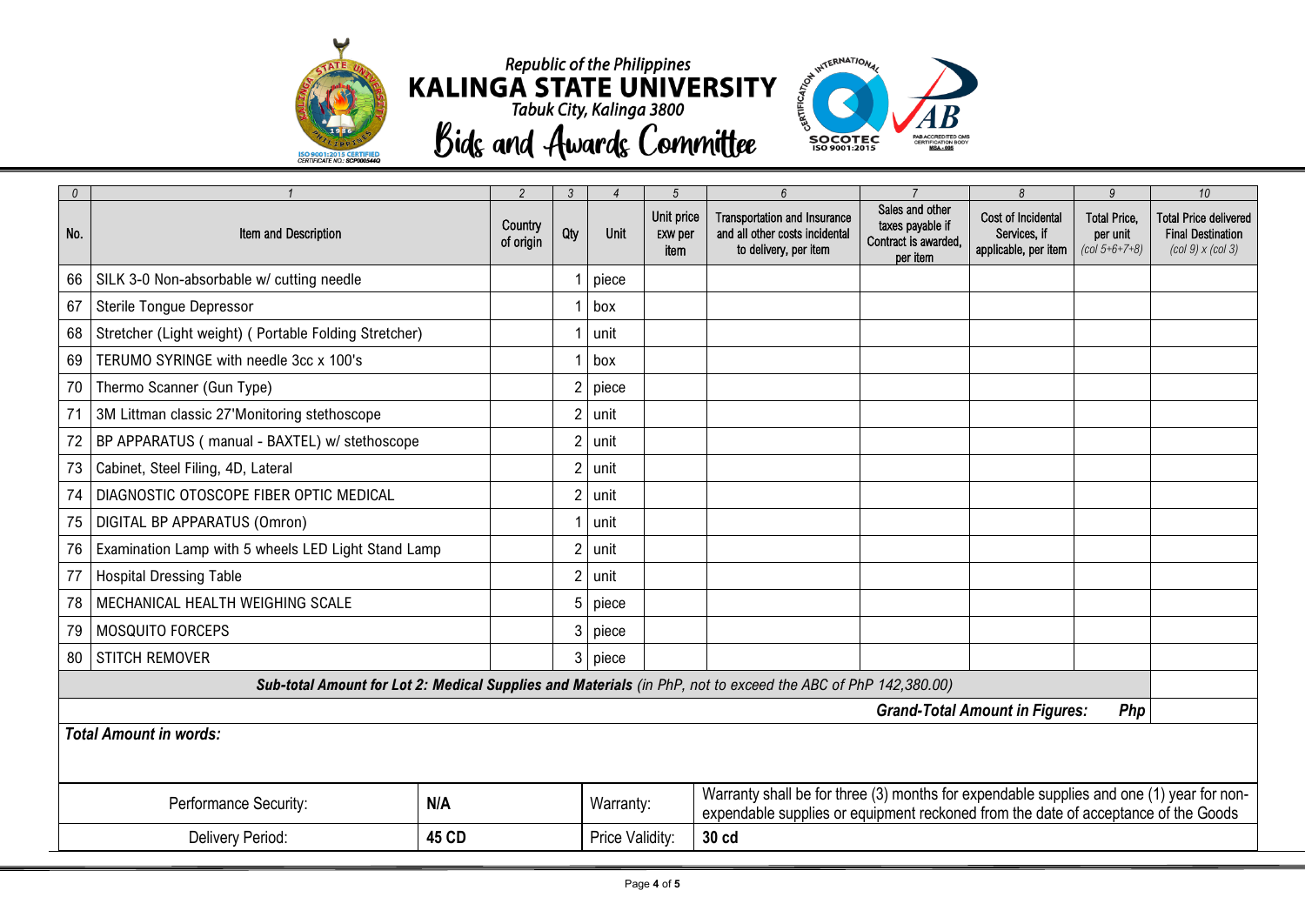Republic of the Philippines
# KALINGA STATE UNIVERSITY
Tabuk City, Kalinga 3800
## Bids and Awards Committee

| 0 | 1 | 2 | 3 | 4 | 5 | 6 | 7 | 8 | 9 | 10 |
|---|---|---|---|---|---|---|---|---|---|---|
| No. | Item and Description | Country of origin | Qty | Unit | Unit price EXW per item | Transportation and Insurance and all other costs incidental to delivery, per item | Sales and other taxes payable if Contract is awarded, per item | Cost of Incidental Services, if applicable, per item | Total Price, per unit *(col 5+6+7+8)* | Total Price delivered Final Destination *(col 9) x (col 3)* |
| 66 | SILK 3-0 Non-absorbable w/ cutting needle | | 1 | piece | | | | | | |
| 67 | Sterile Tongue Depressor | | 1 | box | | | | | | |
| 68 | Stretcher (Light weight) ( Portable Folding Stretcher) | | 1 | unit | | | | | | |
| 69 | TERUMO SYRINGE with needle 3cc x 100's | | 1 | box | | | | | | |
| 70 | Thermo Scanner (Gun Type) | | 2 | piece | | | | | | |
| 71 | 3M Littman classic 27'Monitoring stethoscope | | 2 | unit | | | | | | |
| 72 | BP APPARATUS ( manual - BAXTEL) w/ stethoscope | | 2 | unit | | | | | | |
| 73 | Cabinet, Steel Filing, 4D, Lateral | | 2 | unit | | | | | | |
| 74 | DIAGNOSTIC OTOSCOPE FIBER OPTIC MEDICAL | | 2 | unit | | | | | | |
| 75 | DIGITAL BP APPARATUS (Omron) | | 1 | unit | | | | | | |
| 76 | Examination Lamp with 5 wheels LED Light Stand Lamp | | 2 | unit | | | | | | |
| 77 | Hospital Dressing Table | | 2 | unit | | | | | | |
| 78 | MECHANICAL HEALTH WEIGHING SCALE | | 5 | piece | | | | | | |
| 79 | MOSQUITO FORCEPS | | 3 | piece | | | | | | |
| 80 | STITCH REMOVER | | 3 | piece | | | | | | |
| ***Sub-total Amount for Lot 2: Medical Supplies and Materials** (in PhP, not to exceed the ABC of PhP 142,380.00)* | | | | | | | | | | |
| ***Grand-Total Amount in Figures: Php*** | | | | | | | | | | |

***Total Amount in words:***

| Performance Security: | **N/A** | Warranty: | Warranty shall be for three (3) months for expendable supplies and one (1) year for non-expendable supplies or equipment reckoned from the date of acceptance of the Goods |
|---|---|---|---|
| Delivery Period: | **45 CD** | Price Validity: | **30 cd** |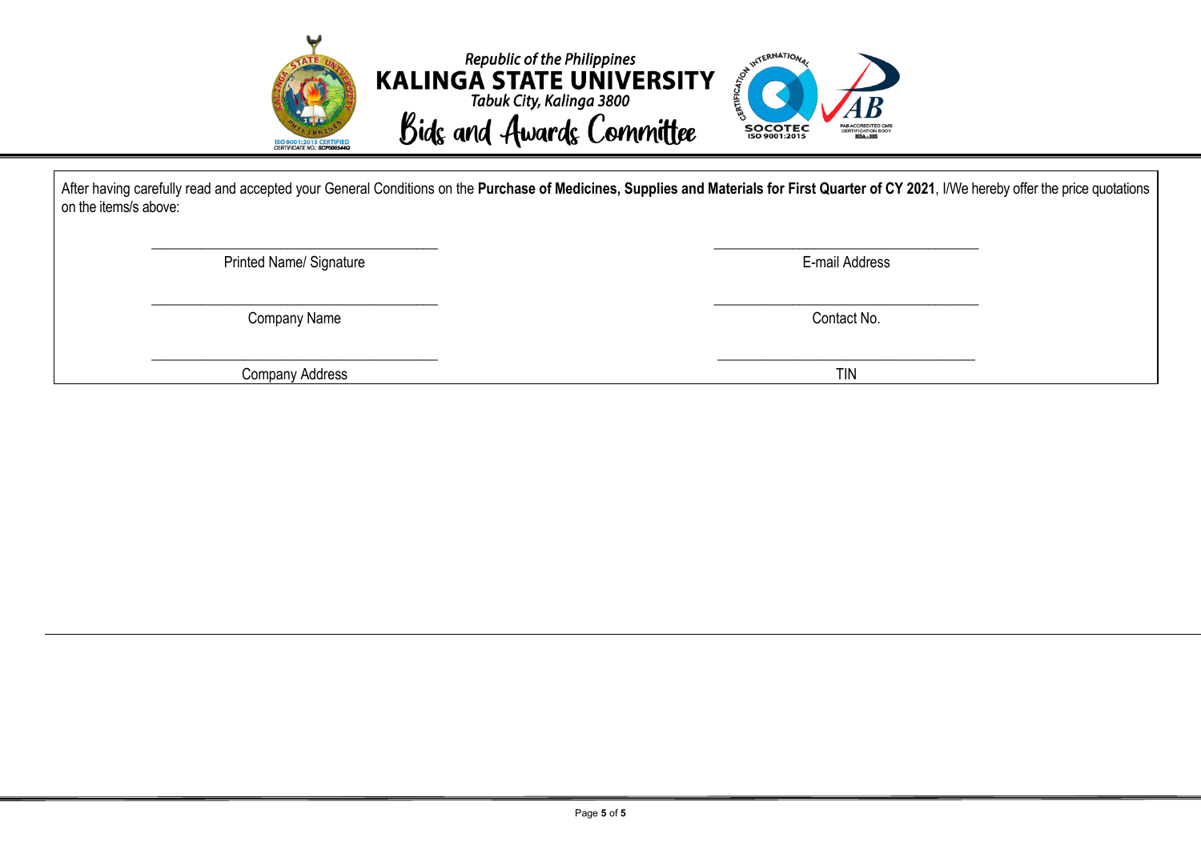Republic of the Philippines
**KALINGA STATE UNIVERSITY**
*Tabuk City, Kalinga 3800*
Bids and Awards Committee

After having carefully read and accepted your General Conditions on the **Purchase of Medicines, Supplies and Materials for First Quarter of CY 2021**, I/We hereby offer the price quotations on the items/s above:

| | |
|---|---|
| ______________________________ | ______________________________ |
| Printed Name/ Signature | E-mail Address |
| ______________________________ | ______________________________ |
| Company Name | Contact No. |
| ______________________________ | ______________________________ |
| Company Address | TIN |